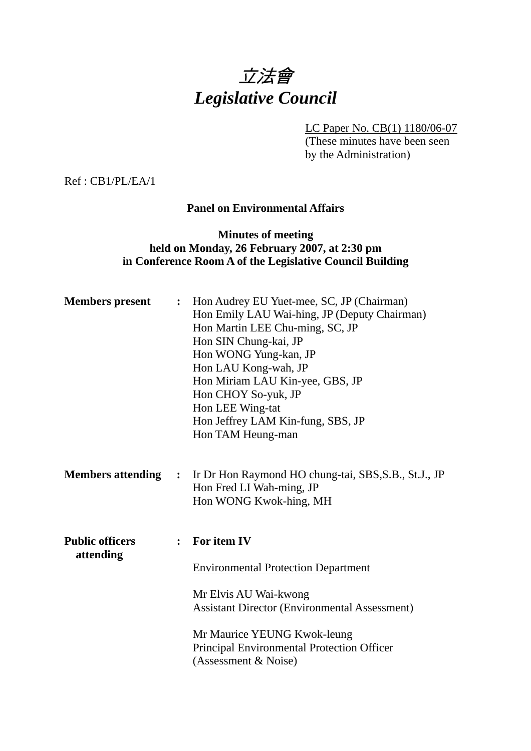# *立法會*
# *Legislative Council*

LC Paper No. CB(1) 1180/06-07
(These minutes have been seen by the Administration)

Ref : CB1/PL/EA/1

**Panel on Environmental Affairs**

**Minutes of meeting**
**held on Monday, 26 February 2007, at 2:30 pm**
**in Conference Room A of the Legislative Council Building**

**Members present** : Hon Audrey EU Yuet-mee, SC, JP (Chairman)
Hon Emily LAU Wai-hing, JP (Deputy Chairman)
Hon Martin LEE Chu-ming, SC, JP
Hon SIN Chung-kai, JP
Hon WONG Yung-kan, JP
Hon LAU Kong-wah, JP
Hon Miriam LAU Kin-yee, GBS, JP
Hon CHOY So-yuk, JP
Hon LEE Wing-tat
Hon Jeffrey LAM Kin-fung, SBS, JP
Hon TAM Heung-man

**Members attending** : Ir Dr Hon Raymond HO chung-tai, SBS,S.B., St.J., JP
Hon Fred LI Wah-ming, JP
Hon WONG Kwok-hing, MH

**Public officers attending** : **For item IV**

Environmental Protection Department

Mr Elvis AU Wai-kwong
Assistant Director (Environmental Assessment)

Mr Maurice YEUNG Kwok-leung
Principal Environmental Protection Officer
(Assessment & Noise)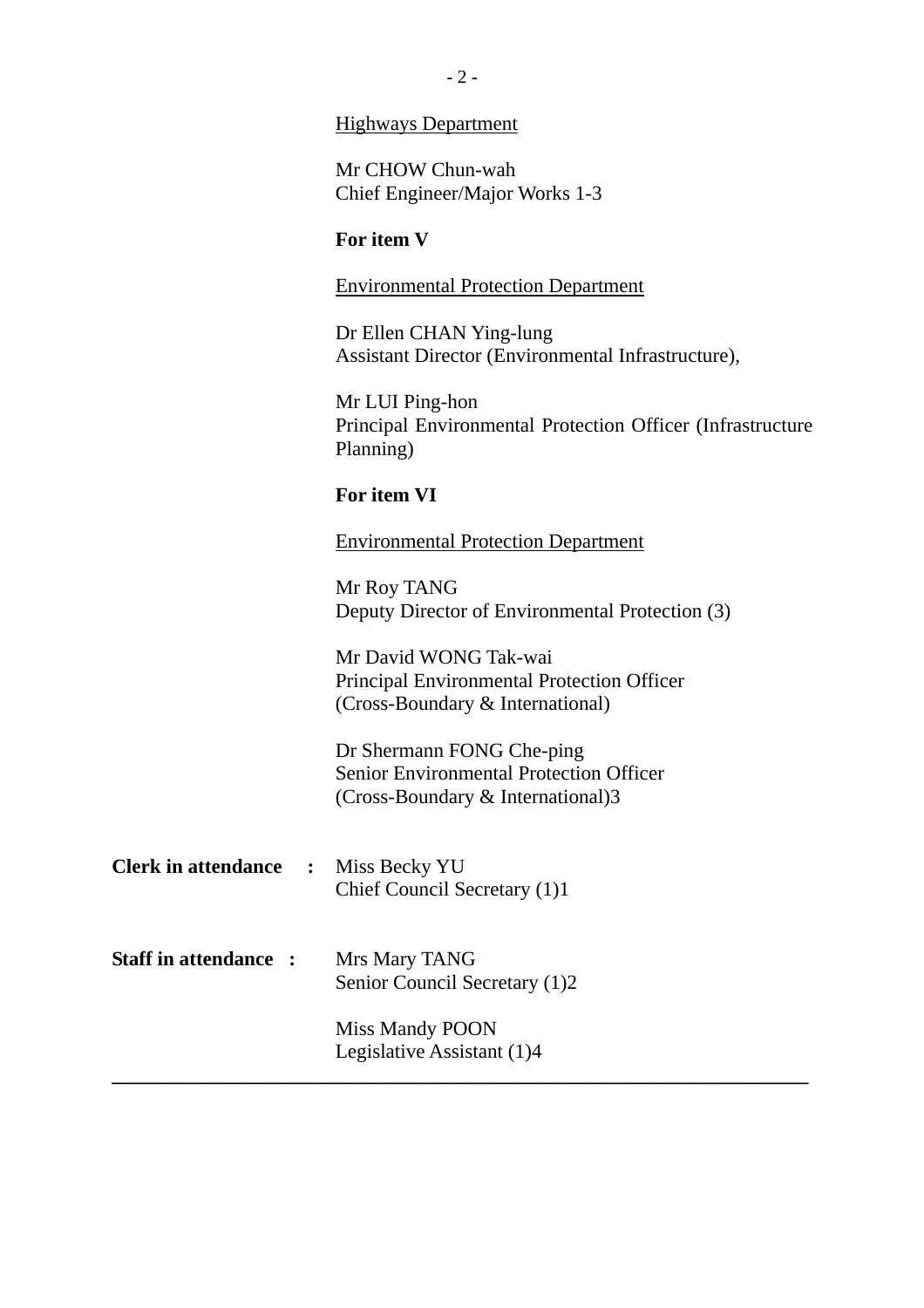Highways Department

Mr CHOW Chun-wah
Chief Engineer/Major Works 1-3

**For item V**

Environmental Protection Department

Dr Ellen CHAN Ying-lung
Assistant Director (Environmental Infrastructure),

Mr LUI Ping-hon
Principal Environmental Protection Officer (Infrastructure Planning)

**For item VI**

Environmental Protection Department

Mr Roy TANG
Deputy Director of Environmental Protection (3)

Mr David WONG Tak-wai
Principal Environmental Protection Officer
(Cross-Boundary & International)

Dr Shermann FONG Che-ping
Senior Environmental Protection Officer
(Cross-Boundary & International)3

**Clerk in attendance :** Miss Becky YU
Chief Council Secretary (1)1

**Staff in attendance :** Mrs Mary TANG
Senior Council Secretary (1)2

Miss Mandy POON
Legislative Assistant (1)4

---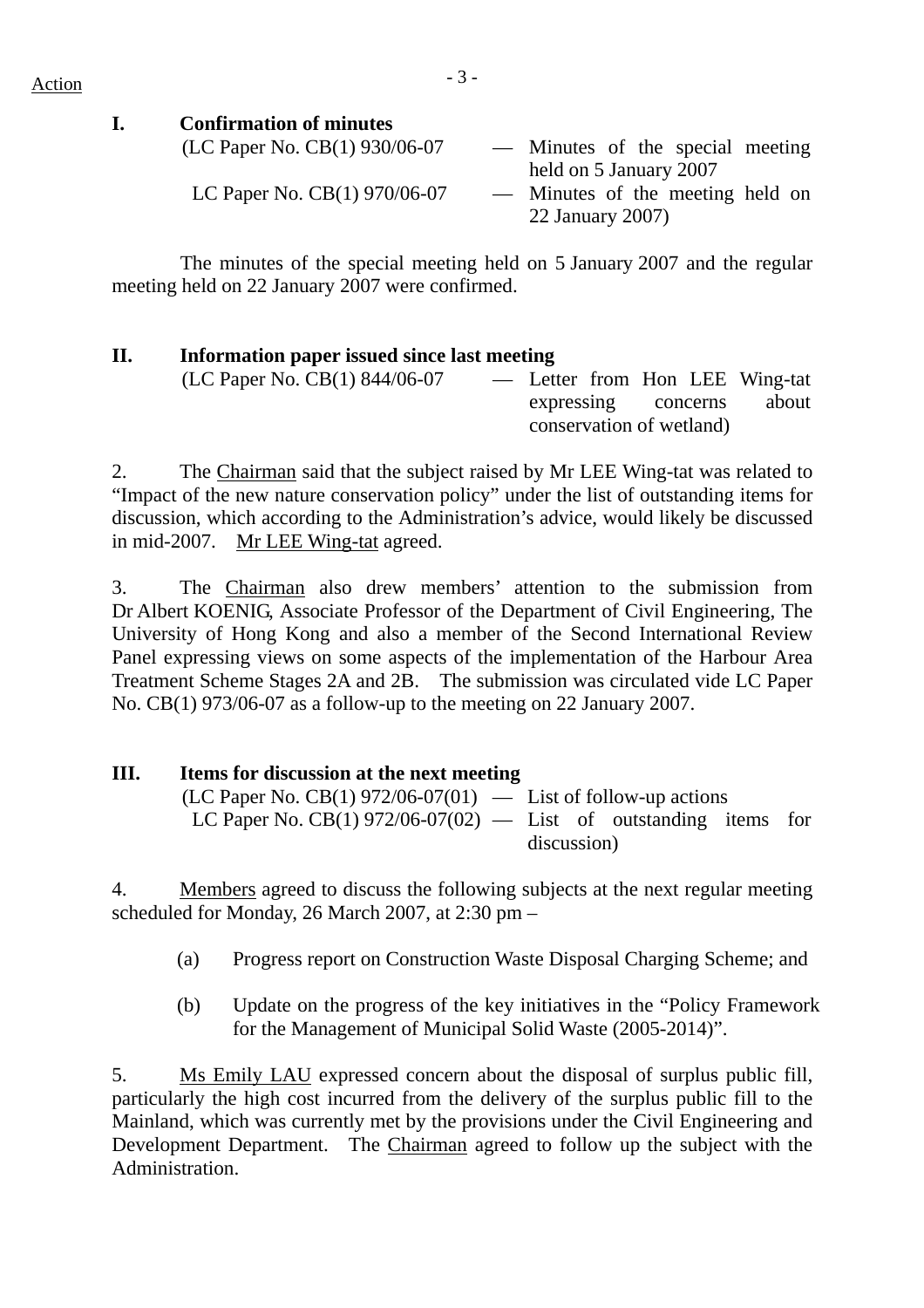Action

**I. Confirmation of minutes**

(LC Paper No. CB(1) 930/06-07 — Minutes of the special meeting held on 5 January 2007

LC Paper No. CB(1) 970/06-07 — Minutes of the meeting held on 22 January 2007)

The minutes of the special meeting held on 5 January 2007 and the regular meeting held on 22 January 2007 were confirmed.

**II. Information paper issued since last meeting**

(LC Paper No. CB(1) 844/06-07 — Letter from Hon LEE Wing-tat expressing concerns about conservation of wetland)

2. The Chairman said that the subject raised by Mr LEE Wing-tat was related to "Impact of the new nature conservation policy" under the list of outstanding items for discussion, which according to the Administration's advice, would likely be discussed in mid-2007. Mr LEE Wing-tat agreed.

3. The Chairman also drew members' attention to the submission from Dr Albert KOENIG, Associate Professor of the Department of Civil Engineering, The University of Hong Kong and also a member of the Second International Review Panel expressing views on some aspects of the implementation of the Harbour Area Treatment Scheme Stages 2A and 2B. The submission was circulated vide LC Paper No. CB(1) 973/06-07 as a follow-up to the meeting on 22 January 2007.

**III. Items for discussion at the next meeting**

(LC Paper No. CB(1) 972/06-07(01) — List of follow-up actions

LC Paper No. CB(1) 972/06-07(02) — List of outstanding items for discussion)

4. Members agreed to discuss the following subjects at the next regular meeting scheduled for Monday, 26 March 2007, at 2:30 pm –

(a) Progress report on Construction Waste Disposal Charging Scheme; and

(b) Update on the progress of the key initiatives in the "Policy Framework for the Management of Municipal Solid Waste (2005-2014)".

5. Ms Emily LAU expressed concern about the disposal of surplus public fill, particularly the high cost incurred from the delivery of the surplus public fill to the Mainland, which was currently met by the provisions under the Civil Engineering and Development Department. The Chairman agreed to follow up the subject with the Administration.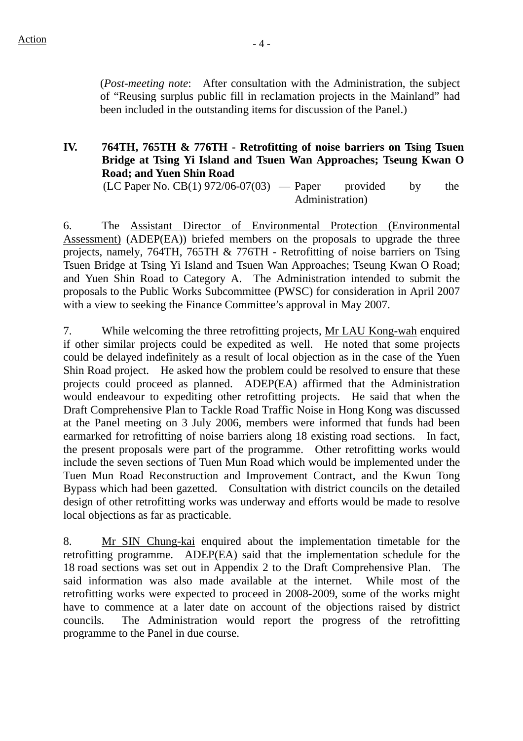Action

(*Post-meeting note*: After consultation with the Administration, the subject of "Reusing surplus public fill in reclamation projects in the Mainland" had been included in the outstanding items for discussion of the Panel.)

## IV. 764TH, 765TH & 776TH - Retrofitting of noise barriers on Tsing Tsuen Bridge at Tsing Yi Island and Tsuen Wan Approaches; Tseung Kwan O Road; and Yuen Shin Road

(LC Paper No. CB(1) 972/06-07(03) — Paper provided by the Administration)

6. The Assistant Director of Environmental Protection (Environmental Assessment) (ADEP(EA)) briefed members on the proposals to upgrade the three projects, namely, 764TH, 765TH & 776TH - Retrofitting of noise barriers on Tsing Tsuen Bridge at Tsing Yi Island and Tsuen Wan Approaches; Tseung Kwan O Road; and Yuen Shin Road to Category A. The Administration intended to submit the proposals to the Public Works Subcommittee (PWSC) for consideration in April 2007 with a view to seeking the Finance Committee's approval in May 2007.

7. While welcoming the three retrofitting projects, Mr LAU Kong-wah enquired if other similar projects could be expedited as well. He noted that some projects could be delayed indefinitely as a result of local objection as in the case of the Yuen Shin Road project. He asked how the problem could be resolved to ensure that these projects could proceed as planned. ADEP(EA) affirmed that the Administration would endeavour to expediting other retrofitting projects. He said that when the Draft Comprehensive Plan to Tackle Road Traffic Noise in Hong Kong was discussed at the Panel meeting on 3 July 2006, members were informed that funds had been earmarked for retrofitting of noise barriers along 18 existing road sections. In fact, the present proposals were part of the programme. Other retrofitting works would include the seven sections of Tuen Mun Road which would be implemented under the Tuen Mun Road Reconstruction and Improvement Contract, and the Kwun Tong Bypass which had been gazetted. Consultation with district councils on the detailed design of other retrofitting works was underway and efforts would be made to resolve local objections as far as practicable.

8. Mr SIN Chung-kai enquired about the implementation timetable for the retrofitting programme. ADEP(EA) said that the implementation schedule for the 18 road sections was set out in Appendix 2 to the Draft Comprehensive Plan. The said information was also made available at the internet. While most of the retrofitting works were expected to proceed in 2008-2009, some of the works might have to commence at a later date on account of the objections raised by district councils. The Administration would report the progress of the retrofitting programme to the Panel in due course.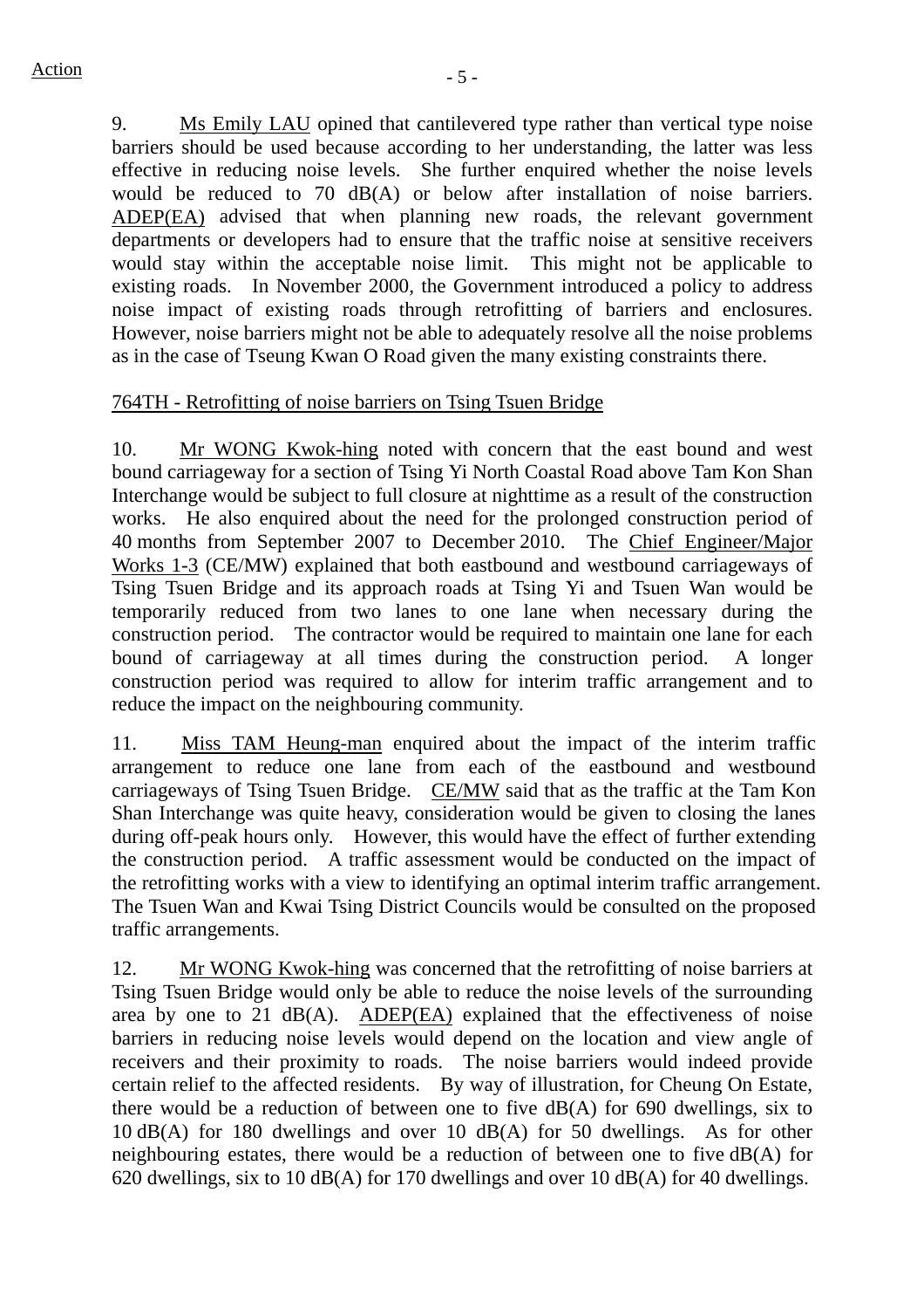Action

9. Ms Emily LAU opined that cantilevered type rather than vertical type noise barriers should be used because according to her understanding, the latter was less effective in reducing noise levels. She further enquired whether the noise levels would be reduced to 70 dB(A) or below after installation of noise barriers. ADEP(EA) advised that when planning new roads, the relevant government departments or developers had to ensure that the traffic noise at sensitive receivers would stay within the acceptable noise limit. This might not be applicable to existing roads. In November 2000, the Government introduced a policy to address noise impact of existing roads through retrofitting of barriers and enclosures. However, noise barriers might not be able to adequately resolve all the noise problems as in the case of Tseung Kwan O Road given the many existing constraints there.

764TH - Retrofitting of noise barriers on Tsing Tsuen Bridge

10. Mr WONG Kwok-hing noted with concern that the east bound and west bound carriageway for a section of Tsing Yi North Coastal Road above Tam Kon Shan Interchange would be subject to full closure at nighttime as a result of the construction works. He also enquired about the need for the prolonged construction period of 40 months from September 2007 to December 2010. The Chief Engineer/Major Works 1-3 (CE/MW) explained that both eastbound and westbound carriageways of Tsing Tsuen Bridge and its approach roads at Tsing Yi and Tsuen Wan would be temporarily reduced from two lanes to one lane when necessary during the construction period. The contractor would be required to maintain one lane for each bound of carriageway at all times during the construction period. A longer construction period was required to allow for interim traffic arrangement and to reduce the impact on the neighbouring community.

11. Miss TAM Heung-man enquired about the impact of the interim traffic arrangement to reduce one lane from each of the eastbound and westbound carriageways of Tsing Tsuen Bridge. CE/MW said that as the traffic at the Tam Kon Shan Interchange was quite heavy, consideration would be given to closing the lanes during off-peak hours only. However, this would have the effect of further extending the construction period. A traffic assessment would be conducted on the impact of the retrofitting works with a view to identifying an optimal interim traffic arrangement. The Tsuen Wan and Kwai Tsing District Councils would be consulted on the proposed traffic arrangements.

12. Mr WONG Kwok-hing was concerned that the retrofitting of noise barriers at Tsing Tsuen Bridge would only be able to reduce the noise levels of the surrounding area by one to 21 dB(A). ADEP(EA) explained that the effectiveness of noise barriers in reducing noise levels would depend on the location and view angle of receivers and their proximity to roads. The noise barriers would indeed provide certain relief to the affected residents. By way of illustration, for Cheung On Estate, there would be a reduction of between one to five dB(A) for 690 dwellings, six to 10 dB(A) for 180 dwellings and over 10 dB(A) for 50 dwellings. As for other neighbouring estates, there would be a reduction of between one to five dB(A) for 620 dwellings, six to 10 dB(A) for 170 dwellings and over 10 dB(A) for 40 dwellings.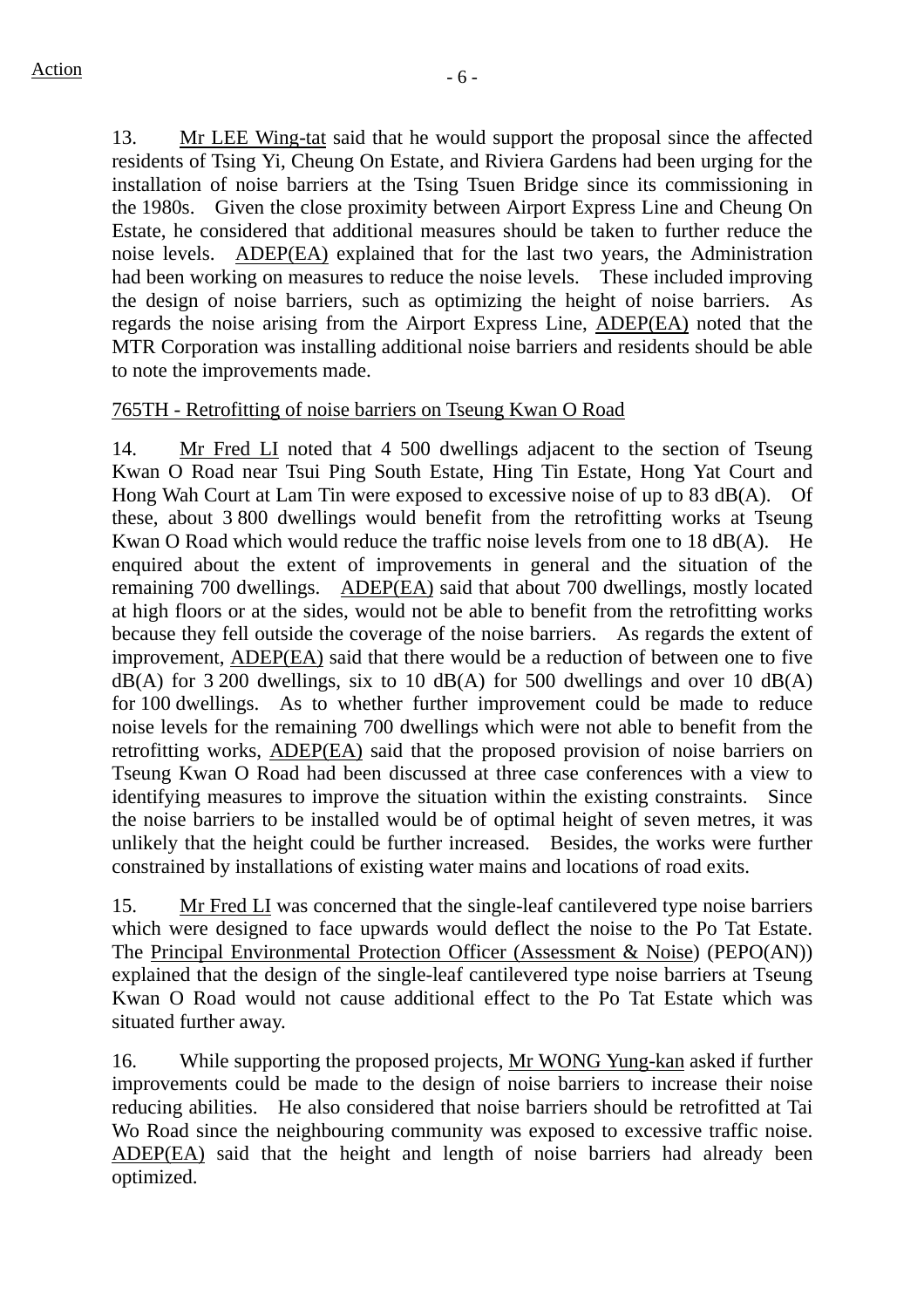Action

13. Mr LEE Wing-tat said that he would support the proposal since the affected residents of Tsing Yi, Cheung On Estate, and Riviera Gardens had been urging for the installation of noise barriers at the Tsing Tsuen Bridge since its commissioning in the 1980s. Given the close proximity between Airport Express Line and Cheung On Estate, he considered that additional measures should be taken to further reduce the noise levels. ADEP(EA) explained that for the last two years, the Administration had been working on measures to reduce the noise levels. These included improving the design of noise barriers, such as optimizing the height of noise barriers. As regards the noise arising from the Airport Express Line, ADEP(EA) noted that the MTR Corporation was installing additional noise barriers and residents should be able to note the improvements made.

765TH - Retrofitting of noise barriers on Tseung Kwan O Road

14. Mr Fred LI noted that 4 500 dwellings adjacent to the section of Tseung Kwan O Road near Tsui Ping South Estate, Hing Tin Estate, Hong Yat Court and Hong Wah Court at Lam Tin were exposed to excessive noise of up to 83 dB(A). Of these, about 3 800 dwellings would benefit from the retrofitting works at Tseung Kwan O Road which would reduce the traffic noise levels from one to 18 dB(A). He enquired about the extent of improvements in general and the situation of the remaining 700 dwellings. ADEP(EA) said that about 700 dwellings, mostly located at high floors or at the sides, would not be able to benefit from the retrofitting works because they fell outside the coverage of the noise barriers. As regards the extent of improvement, ADEP(EA) said that there would be a reduction of between one to five dB(A) for 3 200 dwellings, six to 10 dB(A) for 500 dwellings and over 10 dB(A) for 100 dwellings. As to whether further improvement could be made to reduce noise levels for the remaining 700 dwellings which were not able to benefit from the retrofitting works, ADEP(EA) said that the proposed provision of noise barriers on Tseung Kwan O Road had been discussed at three case conferences with a view to identifying measures to improve the situation within the existing constraints. Since the noise barriers to be installed would be of optimal height of seven metres, it was unlikely that the height could be further increased. Besides, the works were further constrained by installations of existing water mains and locations of road exits.

15. Mr Fred LI was concerned that the single-leaf cantilevered type noise barriers which were designed to face upwards would deflect the noise to the Po Tat Estate. The Principal Environmental Protection Officer (Assessment & Noise) (PEPO(AN)) explained that the design of the single-leaf cantilevered type noise barriers at Tseung Kwan O Road would not cause additional effect to the Po Tat Estate which was situated further away.

16. While supporting the proposed projects, Mr WONG Yung-kan asked if further improvements could be made to the design of noise barriers to increase their noise reducing abilities. He also considered that noise barriers should be retrofitted at Tai Wo Road since the neighbouring community was exposed to excessive traffic noise. ADEP(EA) said that the height and length of noise barriers had already been optimized.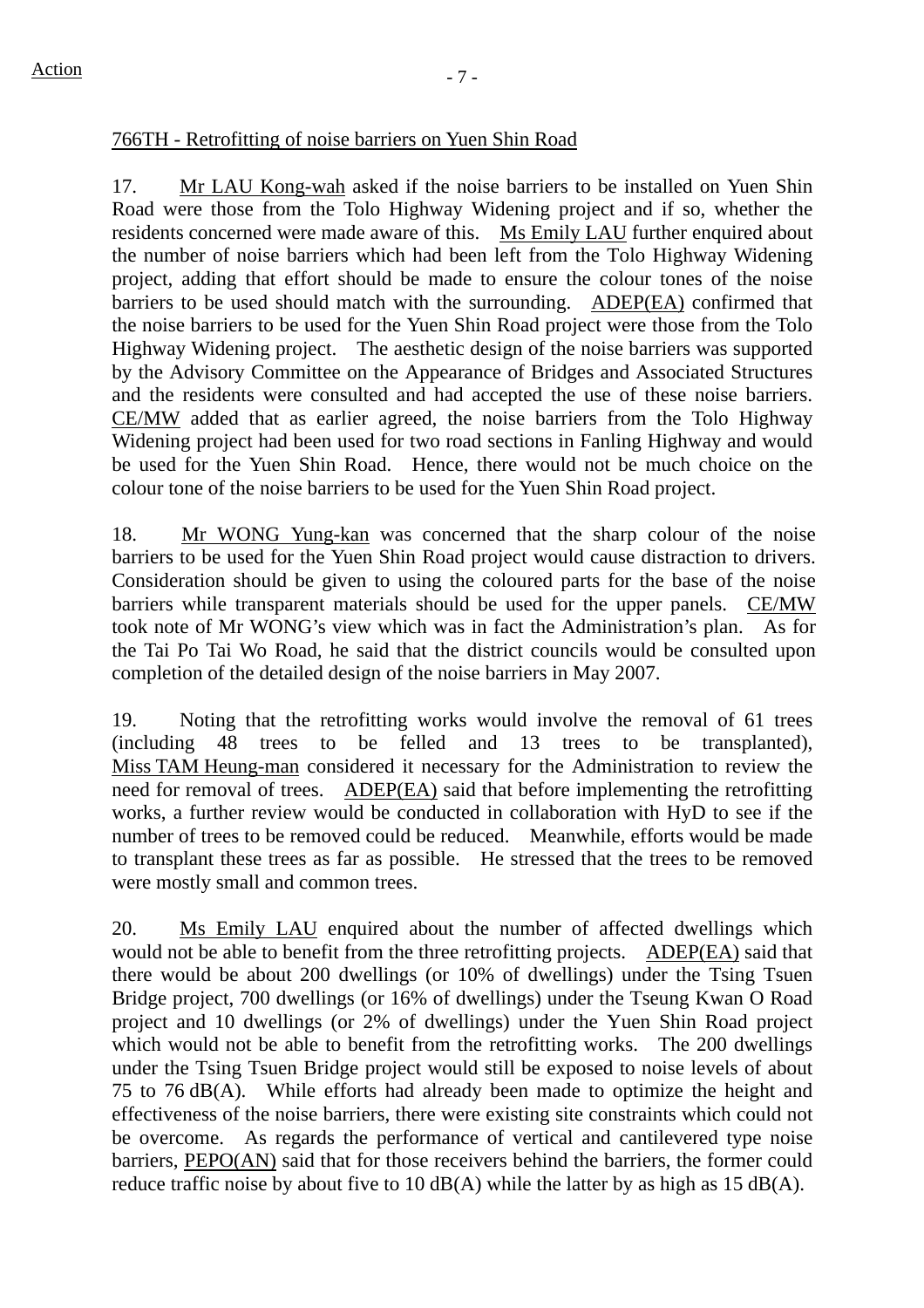Action

766TH - Retrofitting of noise barriers on Yuen Shin Road

17. Mr LAU Kong-wah asked if the noise barriers to be installed on Yuen Shin Road were those from the Tolo Highway Widening project and if so, whether the residents concerned were made aware of this. Ms Emily LAU further enquired about the number of noise barriers which had been left from the Tolo Highway Widening project, adding that effort should be made to ensure the colour tones of the noise barriers to be used should match with the surrounding. ADEP(EA) confirmed that the noise barriers to be used for the Yuen Shin Road project were those from the Tolo Highway Widening project. The aesthetic design of the noise barriers was supported by the Advisory Committee on the Appearance of Bridges and Associated Structures and the residents were consulted and had accepted the use of these noise barriers. CE/MW added that as earlier agreed, the noise barriers from the Tolo Highway Widening project had been used for two road sections in Fanling Highway and would be used for the Yuen Shin Road. Hence, there would not be much choice on the colour tone of the noise barriers to be used for the Yuen Shin Road project.

18. Mr WONG Yung-kan was concerned that the sharp colour of the noise barriers to be used for the Yuen Shin Road project would cause distraction to drivers. Consideration should be given to using the coloured parts for the base of the noise barriers while transparent materials should be used for the upper panels. CE/MW took note of Mr WONG's view which was in fact the Administration's plan. As for the Tai Po Tai Wo Road, he said that the district councils would be consulted upon completion of the detailed design of the noise barriers in May 2007.

19. Noting that the retrofitting works would involve the removal of 61 trees (including 48 trees to be felled and 13 trees to be transplanted), Miss TAM Heung-man considered it necessary for the Administration to review the need for removal of trees. ADEP(EA) said that before implementing the retrofitting works, a further review would be conducted in collaboration with HyD to see if the number of trees to be removed could be reduced. Meanwhile, efforts would be made to transplant these trees as far as possible. He stressed that the trees to be removed were mostly small and common trees.

20. Ms Emily LAU enquired about the number of affected dwellings which would not be able to benefit from the three retrofitting projects. ADEP(EA) said that there would be about 200 dwellings (or 10% of dwellings) under the Tsing Tsuen Bridge project, 700 dwellings (or 16% of dwellings) under the Tseung Kwan O Road project and 10 dwellings (or 2% of dwellings) under the Yuen Shin Road project which would not be able to benefit from the retrofitting works. The 200 dwellings under the Tsing Tsuen Bridge project would still be exposed to noise levels of about 75 to 76 dB(A). While efforts had already been made to optimize the height and effectiveness of the noise barriers, there were existing site constraints which could not be overcome. As regards the performance of vertical and cantilevered type noise barriers, PEPO(AN) said that for those receivers behind the barriers, the former could reduce traffic noise by about five to 10 dB(A) while the latter by as high as 15 dB(A).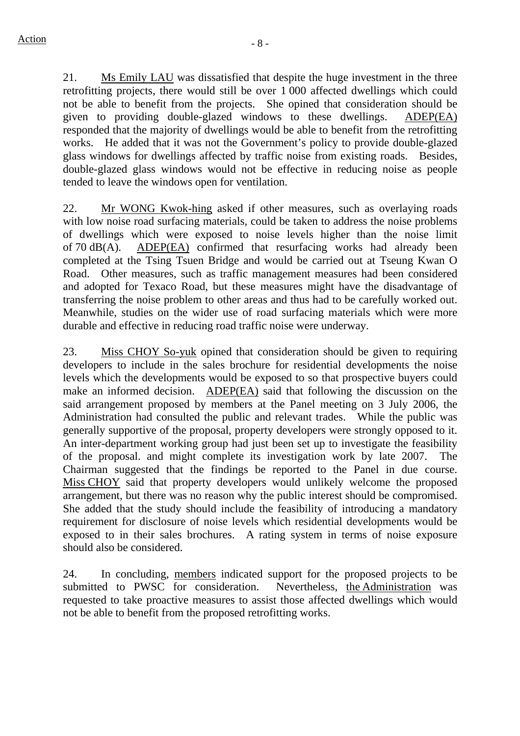21. Ms Emily LAU was dissatisfied that despite the huge investment in the three retrofitting projects, there would still be over 1 000 affected dwellings which could not be able to benefit from the projects. She opined that consideration should be given to providing double-glazed windows to these dwellings. ADEP(EA) responded that the majority of dwellings would be able to benefit from the retrofitting works. He added that it was not the Government's policy to provide double-glazed glass windows for dwellings affected by traffic noise from existing roads. Besides, double-glazed glass windows would not be effective in reducing noise as people tended to leave the windows open for ventilation.

22. Mr WONG Kwok-hing asked if other measures, such as overlaying roads with low noise road surfacing materials, could be taken to address the noise problems of dwellings which were exposed to noise levels higher than the noise limit of 70 dB(A). ADEP(EA) confirmed that resurfacing works had already been completed at the Tsing Tsuen Bridge and would be carried out at Tseung Kwan O Road. Other measures, such as traffic management measures had been considered and adopted for Texaco Road, but these measures might have the disadvantage of transferring the noise problem to other areas and thus had to be carefully worked out. Meanwhile, studies on the wider use of road surfacing materials which were more durable and effective in reducing road traffic noise were underway.

23. Miss CHOY So-yuk opined that consideration should be given to requiring developers to include in the sales brochure for residential developments the noise levels which the developments would be exposed to so that prospective buyers could make an informed decision. ADEP(EA) said that following the discussion on the said arrangement proposed by members at the Panel meeting on 3 July 2006, the Administration had consulted the public and relevant trades. While the public was generally supportive of the proposal, property developers were strongly opposed to it. An inter-department working group had just been set up to investigate the feasibility of the proposal. and might complete its investigation work by late 2007. The Chairman suggested that the findings be reported to the Panel in due course. Miss CHOY said that property developers would unlikely welcome the proposed arrangement, but there was no reason why the public interest should be compromised. She added that the study should include the feasibility of introducing a mandatory requirement for disclosure of noise levels which residential developments would be exposed to in their sales brochures. A rating system in terms of noise exposure should also be considered.

24. In concluding, members indicated support for the proposed projects to be submitted to PWSC for consideration. Nevertheless, the Administration was requested to take proactive measures to assist those affected dwellings which would not be able to benefit from the proposed retrofitting works.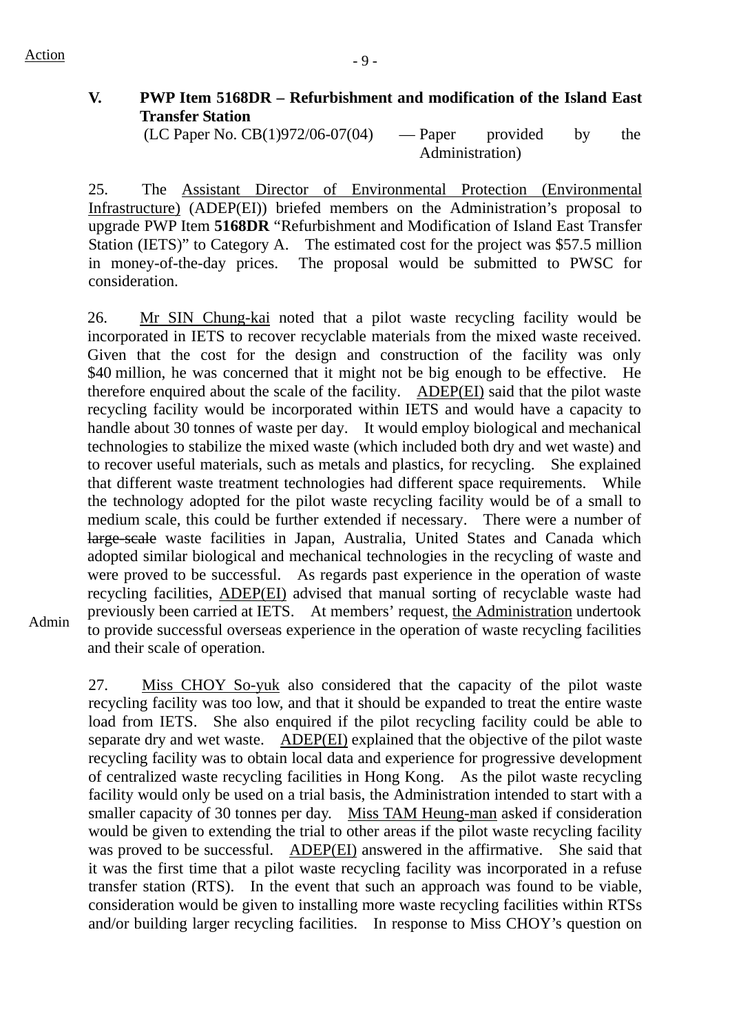Action

## V. PWP Item 5168DR – Refurbishment and modification of the Island East Transfer Station

(LC Paper No. CB(1)972/06-07(04) — Paper provided by the Administration)

25. The Assistant Director of Environmental Protection (Environmental Infrastructure) (ADEP(EI)) briefed members on the Administration's proposal to upgrade PWP Item **5168DR** "Refurbishment and Modification of Island East Transfer Station (IETS)" to Category A. The estimated cost for the project was $57.5 million in money-of-the-day prices. The proposal would be submitted to PWSC for consideration.

26. Mr SIN Chung-kai noted that a pilot waste recycling facility would be incorporated in IETS to recover recyclable materials from the mixed waste received. Given that the cost for the design and construction of the facility was only $40 million, he was concerned that it might not be big enough to be effective. He therefore enquired about the scale of the facility. ADEP(EI) said that the pilot waste recycling facility would be incorporated within IETS and would have a capacity to handle about 30 tonnes of waste per day. It would employ biological and mechanical technologies to stabilize the mixed waste (which included both dry and wet waste) and to recover useful materials, such as metals and plastics, for recycling. She explained that different waste treatment technologies had different space requirements. While the technology adopted for the pilot waste recycling facility would be of a small to medium scale, this could be further extended if necessary. There were a number of ~~large-scale~~ waste facilities in Japan, Australia, United States and Canada which adopted similar biological and mechanical technologies in the recycling of waste and were proved to be successful. As regards past experience in the operation of waste recycling facilities, ADEP(EI) advised that manual sorting of recyclable waste had previously been carried at IETS. At members' request, the Administration undertook to provide successful overseas experience in the operation of waste recycling facilities and their scale of operation.

Admin

27. Miss CHOY So-yuk also considered that the capacity of the pilot waste recycling facility was too low, and that it should be expanded to treat the entire waste load from IETS. She also enquired if the pilot recycling facility could be able to separate dry and wet waste. ADEP(EI) explained that the objective of the pilot waste recycling facility was to obtain local data and experience for progressive development of centralized waste recycling facilities in Hong Kong. As the pilot waste recycling facility would only be used on a trial basis, the Administration intended to start with a smaller capacity of 30 tonnes per day. Miss TAM Heung-man asked if consideration would be given to extending the trial to other areas if the pilot waste recycling facility was proved to be successful. ADEP(EI) answered in the affirmative. She said that it was the first time that a pilot waste recycling facility was incorporated in a refuse transfer station (RTS). In the event that such an approach was found to be viable, consideration would be given to installing more waste recycling facilities within RTSs and/or building larger recycling facilities. In response to Miss CHOY's question on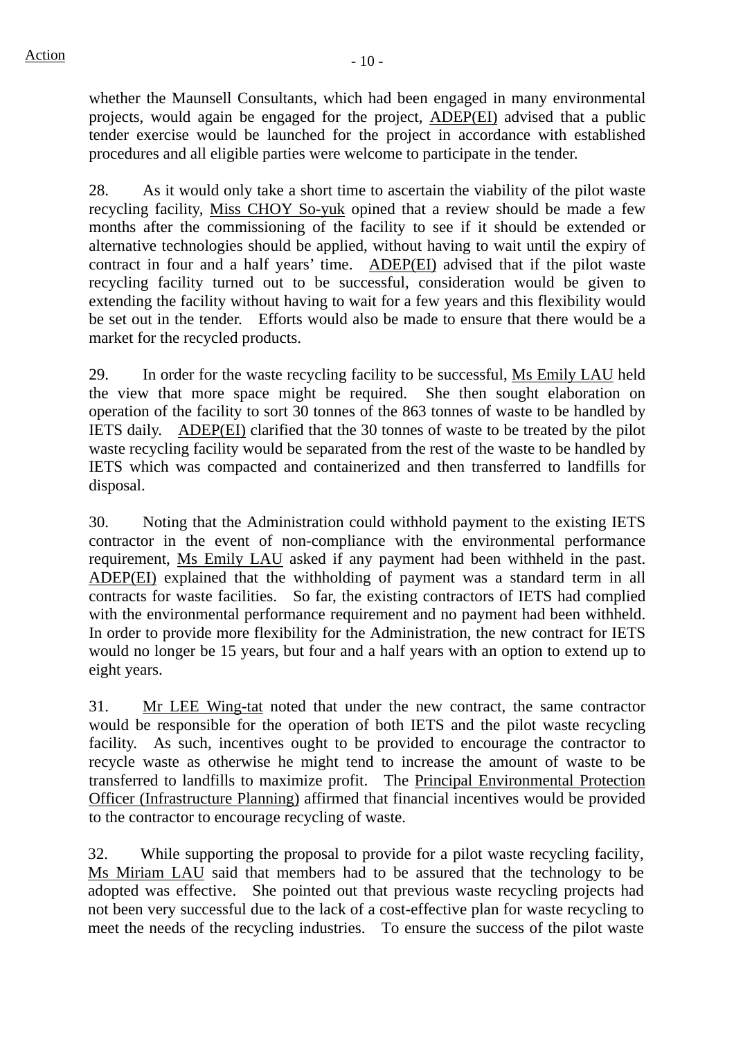whether the Maunsell Consultants, which had been engaged in many environmental projects, would again be engaged for the project, ADEP(EI) advised that a public tender exercise would be launched for the project in accordance with established procedures and all eligible parties were welcome to participate in the tender.

28. As it would only take a short time to ascertain the viability of the pilot waste recycling facility, Miss CHOY So-yuk opined that a review should be made a few months after the commissioning of the facility to see if it should be extended or alternative technologies should be applied, without having to wait until the expiry of contract in four and a half years' time. ADEP(EI) advised that if the pilot waste recycling facility turned out to be successful, consideration would be given to extending the facility without having to wait for a few years and this flexibility would be set out in the tender. Efforts would also be made to ensure that there would be a market for the recycled products.

29. In order for the waste recycling facility to be successful, Ms Emily LAU held the view that more space might be required. She then sought elaboration on operation of the facility to sort 30 tonnes of the 863 tonnes of waste to be handled by IETS daily. ADEP(EI) clarified that the 30 tonnes of waste to be treated by the pilot waste recycling facility would be separated from the rest of the waste to be handled by IETS which was compacted and containerized and then transferred to landfills for disposal.

30. Noting that the Administration could withhold payment to the existing IETS contractor in the event of non-compliance with the environmental performance requirement, Ms Emily LAU asked if any payment had been withheld in the past. ADEP(EI) explained that the withholding of payment was a standard term in all contracts for waste facilities. So far, the existing contractors of IETS had complied with the environmental performance requirement and no payment had been withheld. In order to provide more flexibility for the Administration, the new contract for IETS would no longer be 15 years, but four and a half years with an option to extend up to eight years.

31. Mr LEE Wing-tat noted that under the new contract, the same contractor would be responsible for the operation of both IETS and the pilot waste recycling facility. As such, incentives ought to be provided to encourage the contractor to recycle waste as otherwise he might tend to increase the amount of waste to be transferred to landfills to maximize profit. The Principal Environmental Protection Officer (Infrastructure Planning) affirmed that financial incentives would be provided to the contractor to encourage recycling of waste.

32. While supporting the proposal to provide for a pilot waste recycling facility, Ms Miriam LAU said that members had to be assured that the technology to be adopted was effective. She pointed out that previous waste recycling projects had not been very successful due to the lack of a cost-effective plan for waste recycling to meet the needs of the recycling industries. To ensure the success of the pilot waste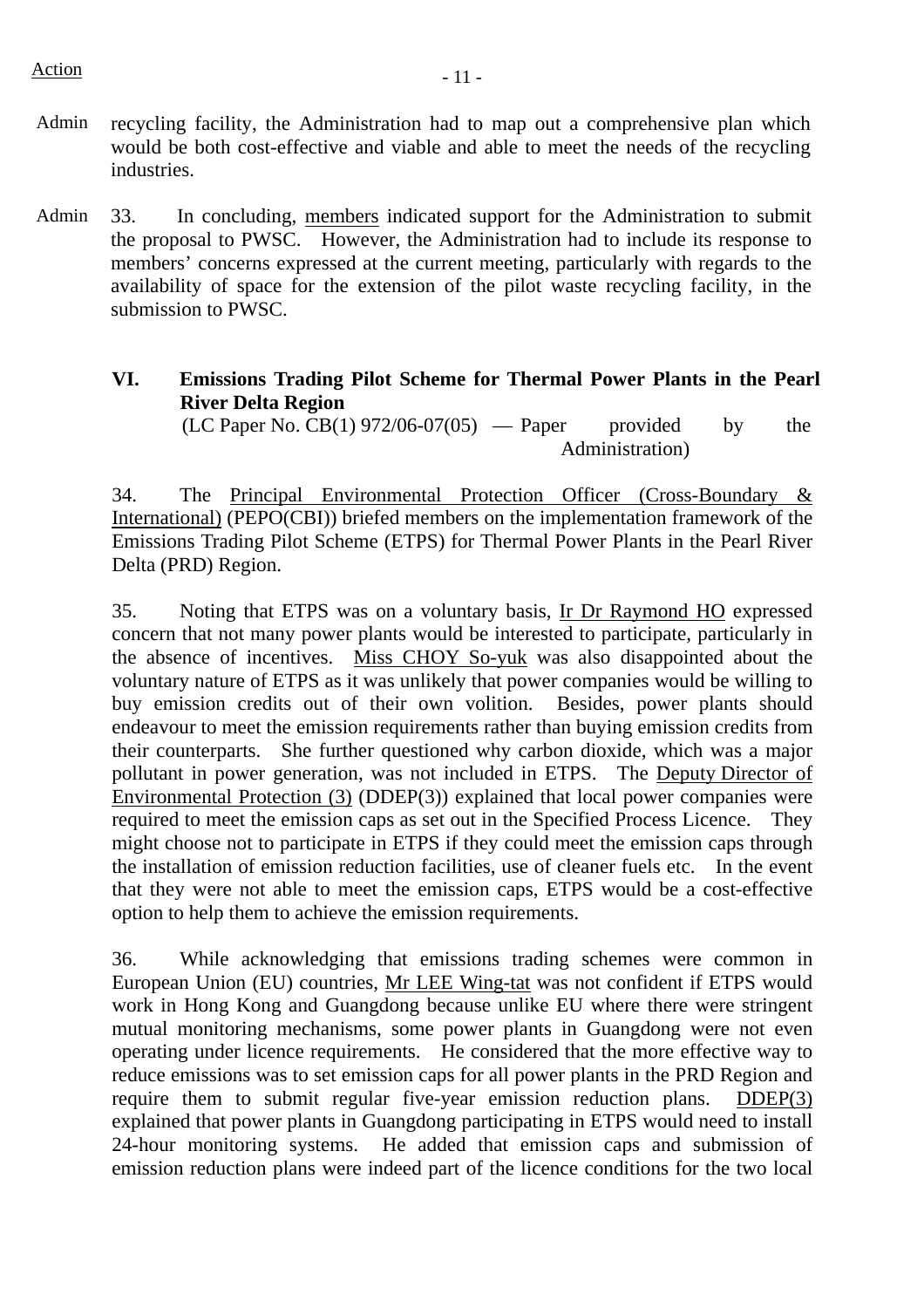Action

Admin recycling facility, the Administration had to map out a comprehensive plan which would be both cost-effective and viable and able to meet the needs of the recycling industries.

Admin 33. In concluding, members indicated support for the Administration to submit the proposal to PWSC. However, the Administration had to include its response to members' concerns expressed at the current meeting, particularly with regards to the availability of space for the extension of the pilot waste recycling facility, in the submission to PWSC.

## VI. Emissions Trading Pilot Scheme for Thermal Power Plants in the Pearl River Delta Region

(LC Paper No. CB(1) 972/06-07(05) — Paper provided by the Administration)

34. The Principal Environmental Protection Officer (Cross-Boundary & International) (PEPO(CBI)) briefed members on the implementation framework of the Emissions Trading Pilot Scheme (ETPS) for Thermal Power Plants in the Pearl River Delta (PRD) Region.

35. Noting that ETPS was on a voluntary basis, Ir Dr Raymond HO expressed concern that not many power plants would be interested to participate, particularly in the absence of incentives. Miss CHOY So-yuk was also disappointed about the voluntary nature of ETPS as it was unlikely that power companies would be willing to buy emission credits out of their own volition. Besides, power plants should endeavour to meet the emission requirements rather than buying emission credits from their counterparts. She further questioned why carbon dioxide, which was a major pollutant in power generation, was not included in ETPS. The Deputy Director of Environmental Protection (3) (DDEP(3)) explained that local power companies were required to meet the emission caps as set out in the Specified Process Licence. They might choose not to participate in ETPS if they could meet the emission caps through the installation of emission reduction facilities, use of cleaner fuels etc. In the event that they were not able to meet the emission caps, ETPS would be a cost-effective option to help them to achieve the emission requirements.

36. While acknowledging that emissions trading schemes were common in European Union (EU) countries, Mr LEE Wing-tat was not confident if ETPS would work in Hong Kong and Guangdong because unlike EU where there were stringent mutual monitoring mechanisms, some power plants in Guangdong were not even operating under licence requirements. He considered that the more effective way to reduce emissions was to set emission caps for all power plants in the PRD Region and require them to submit regular five-year emission reduction plans. DDEP(3) explained that power plants in Guangdong participating in ETPS would need to install 24-hour monitoring systems. He added that emission caps and submission of emission reduction plans were indeed part of the licence conditions for the two local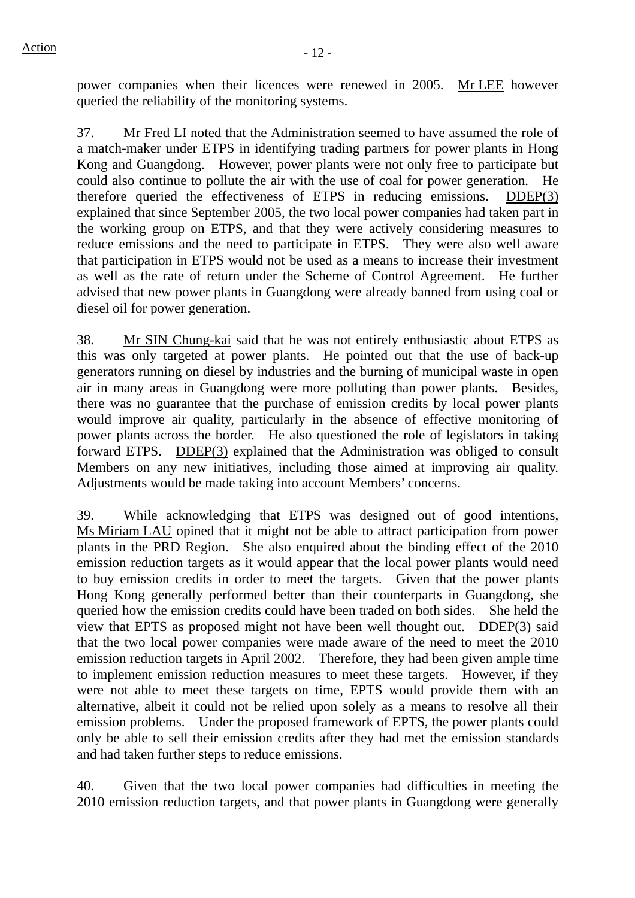power companies when their licences were renewed in 2005. Mr LEE however queried the reliability of the monitoring systems.

37. Mr Fred LI noted that the Administration seemed to have assumed the role of a match-maker under ETPS in identifying trading partners for power plants in Hong Kong and Guangdong. However, power plants were not only free to participate but could also continue to pollute the air with the use of coal for power generation. He therefore queried the effectiveness of ETPS in reducing emissions. DDEP(3) explained that since September 2005, the two local power companies had taken part in the working group on ETPS, and that they were actively considering measures to reduce emissions and the need to participate in ETPS. They were also well aware that participation in ETPS would not be used as a means to increase their investment as well as the rate of return under the Scheme of Control Agreement. He further advised that new power plants in Guangdong were already banned from using coal or diesel oil for power generation.

38. Mr SIN Chung-kai said that he was not entirely enthusiastic about ETPS as this was only targeted at power plants. He pointed out that the use of back-up generators running on diesel by industries and the burning of municipal waste in open air in many areas in Guangdong were more polluting than power plants. Besides, there was no guarantee that the purchase of emission credits by local power plants would improve air quality, particularly in the absence of effective monitoring of power plants across the border. He also questioned the role of legislators in taking forward ETPS. DDEP(3) explained that the Administration was obliged to consult Members on any new initiatives, including those aimed at improving air quality. Adjustments would be made taking into account Members' concerns.

39. While acknowledging that ETPS was designed out of good intentions, Ms Miriam LAU opined that it might not be able to attract participation from power plants in the PRD Region. She also enquired about the binding effect of the 2010 emission reduction targets as it would appear that the local power plants would need to buy emission credits in order to meet the targets. Given that the power plants Hong Kong generally performed better than their counterparts in Guangdong, she queried how the emission credits could have been traded on both sides. She held the view that EPTS as proposed might not have been well thought out. DDEP(3) said that the two local power companies were made aware of the need to meet the 2010 emission reduction targets in April 2002. Therefore, they had been given ample time to implement emission reduction measures to meet these targets. However, if they were not able to meet these targets on time, EPTS would provide them with an alternative, albeit it could not be relied upon solely as a means to resolve all their emission problems. Under the proposed framework of EPTS, the power plants could only be able to sell their emission credits after they had met the emission standards and had taken further steps to reduce emissions.

40. Given that the two local power companies had difficulties in meeting the 2010 emission reduction targets, and that power plants in Guangdong were generally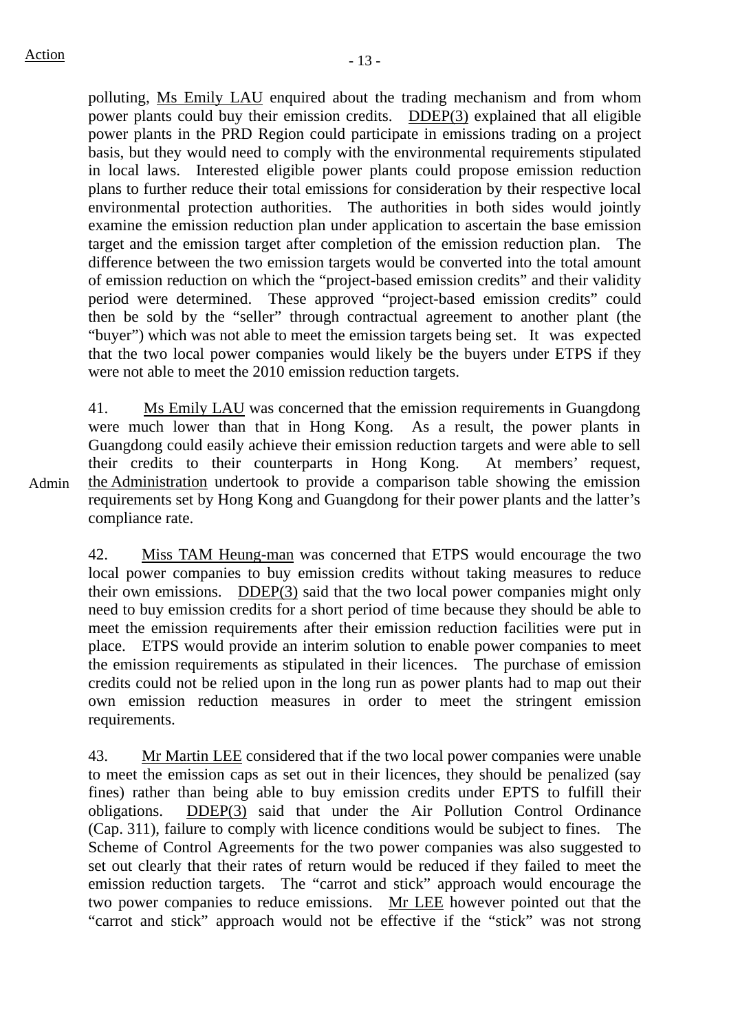polluting, Ms Emily LAU enquired about the trading mechanism and from whom power plants could buy their emission credits. DDEP(3) explained that all eligible power plants in the PRD Region could participate in emissions trading on a project basis, but they would need to comply with the environmental requirements stipulated in local laws. Interested eligible power plants could propose emission reduction plans to further reduce their total emissions for consideration by their respective local environmental protection authorities. The authorities in both sides would jointly examine the emission reduction plan under application to ascertain the base emission target and the emission target after completion of the emission reduction plan. The difference between the two emission targets would be converted into the total amount of emission reduction on which the "project-based emission credits" and their validity period were determined. These approved "project-based emission credits" could then be sold by the "seller" through contractual agreement to another plant (the "buyer") which was not able to meet the emission targets being set. It was expected that the two local power companies would likely be the buyers under ETPS if they were not able to meet the 2010 emission reduction targets.

41. Ms Emily LAU was concerned that the emission requirements in Guangdong were much lower than that in Hong Kong. As a result, the power plants in Guangdong could easily achieve their emission reduction targets and were able to sell their credits to their counterparts in Hong Kong. At members' request, the Administration undertook to provide a comparison table showing the emission requirements set by Hong Kong and Guangdong for their power plants and the latter's compliance rate.

Admin

42. Miss TAM Heung-man was concerned that ETPS would encourage the two local power companies to buy emission credits without taking measures to reduce their own emissions. DDEP(3) said that the two local power companies might only need to buy emission credits for a short period of time because they should be able to meet the emission requirements after their emission reduction facilities were put in place. ETPS would provide an interim solution to enable power companies to meet the emission requirements as stipulated in their licences. The purchase of emission credits could not be relied upon in the long run as power plants had to map out their own emission reduction measures in order to meet the stringent emission requirements.

43. Mr Martin LEE considered that if the two local power companies were unable to meet the emission caps as set out in their licences, they should be penalized (say fines) rather than being able to buy emission credits under EPTS to fulfill their obligations. DDEP(3) said that under the Air Pollution Control Ordinance (Cap. 311), failure to comply with licence conditions would be subject to fines. The Scheme of Control Agreements for the two power companies was also suggested to set out clearly that their rates of return would be reduced if they failed to meet the emission reduction targets. The "carrot and stick" approach would encourage the two power companies to reduce emissions. Mr LEE however pointed out that the "carrot and stick" approach would not be effective if the "stick" was not strong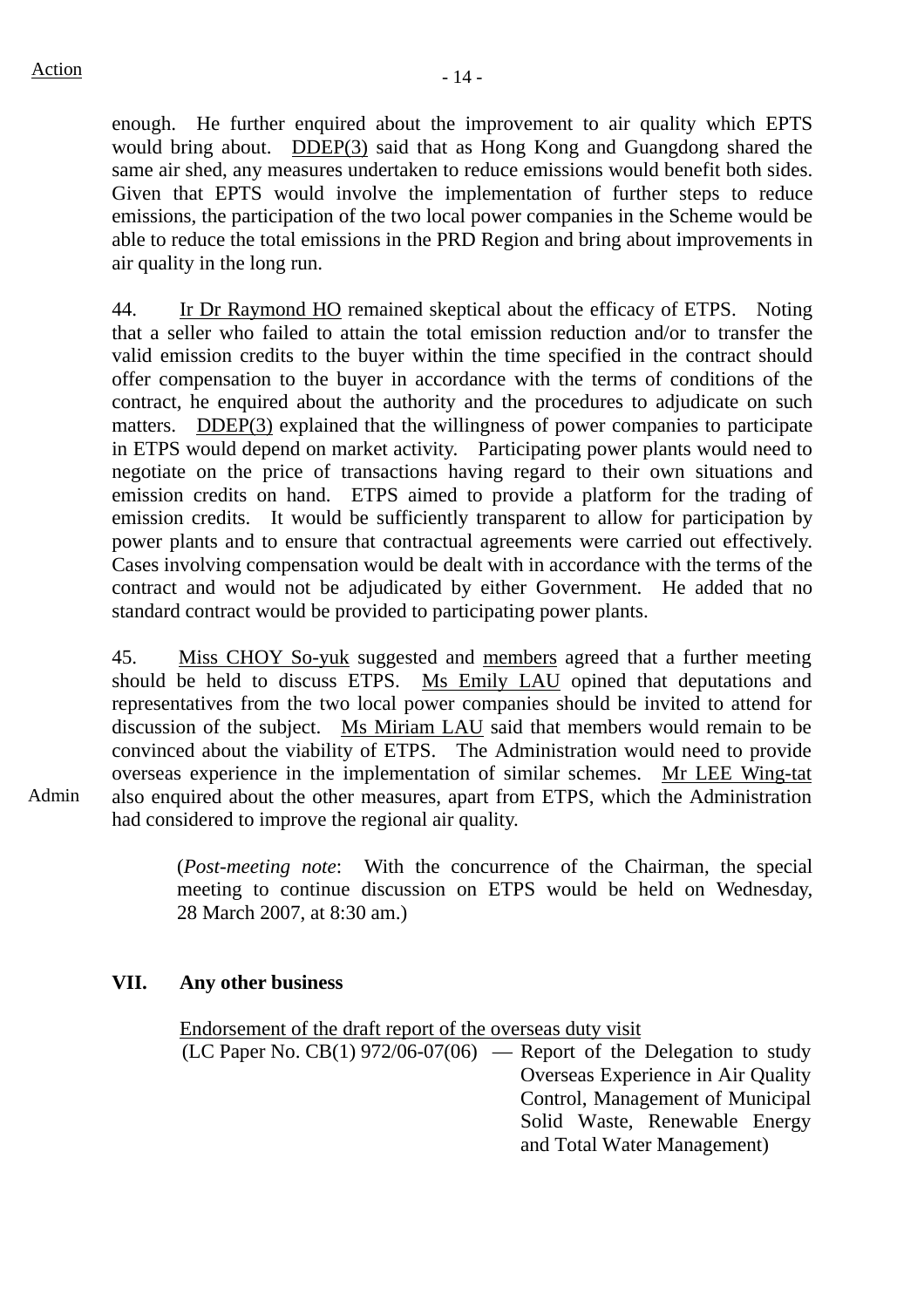Action

enough. He further enquired about the improvement to air quality which EPTS would bring about. DDEP(3) said that as Hong Kong and Guangdong shared the same air shed, any measures undertaken to reduce emissions would benefit both sides. Given that EPTS would involve the implementation of further steps to reduce emissions, the participation of the two local power companies in the Scheme would be able to reduce the total emissions in the PRD Region and bring about improvements in air quality in the long run.

44. Ir Dr Raymond HO remained skeptical about the efficacy of ETPS. Noting that a seller who failed to attain the total emission reduction and/or to transfer the valid emission credits to the buyer within the time specified in the contract should offer compensation to the buyer in accordance with the terms of conditions of the contract, he enquired about the authority and the procedures to adjudicate on such matters. DDEP(3) explained that the willingness of power companies to participate in ETPS would depend on market activity. Participating power plants would need to negotiate on the price of transactions having regard to their own situations and emission credits on hand. ETPS aimed to provide a platform for the trading of emission credits. It would be sufficiently transparent to allow for participation by power plants and to ensure that contractual agreements were carried out effectively. Cases involving compensation would be dealt with in accordance with the terms of the contract and would not be adjudicated by either Government. He added that no standard contract would be provided to participating power plants.

45. Miss CHOY So-yuk suggested and members agreed that a further meeting should be held to discuss ETPS. Ms Emily LAU opined that deputations and representatives from the two local power companies should be invited to attend for discussion of the subject. Ms Miriam LAU said that members would remain to be convinced about the viability of ETPS. The Administration would need to provide overseas experience in the implementation of similar schemes. Mr LEE Wing-tat also enquired about the other measures, apart from ETPS, which the Administration had considered to improve the regional air quality. — Admin

(*Post-meeting note*: With the concurrence of the Chairman, the special meeting to continue discussion on ETPS would be held on Wednesday, 28 March 2007, at 8:30 am.)

## VII. Any other business

Endorsement of the draft report of the overseas duty visit

(LC Paper No. CB(1) 972/06-07(06) — Report of the Delegation to study Overseas Experience in Air Quality Control, Management of Municipal Solid Waste, Renewable Energy and Total Water Management)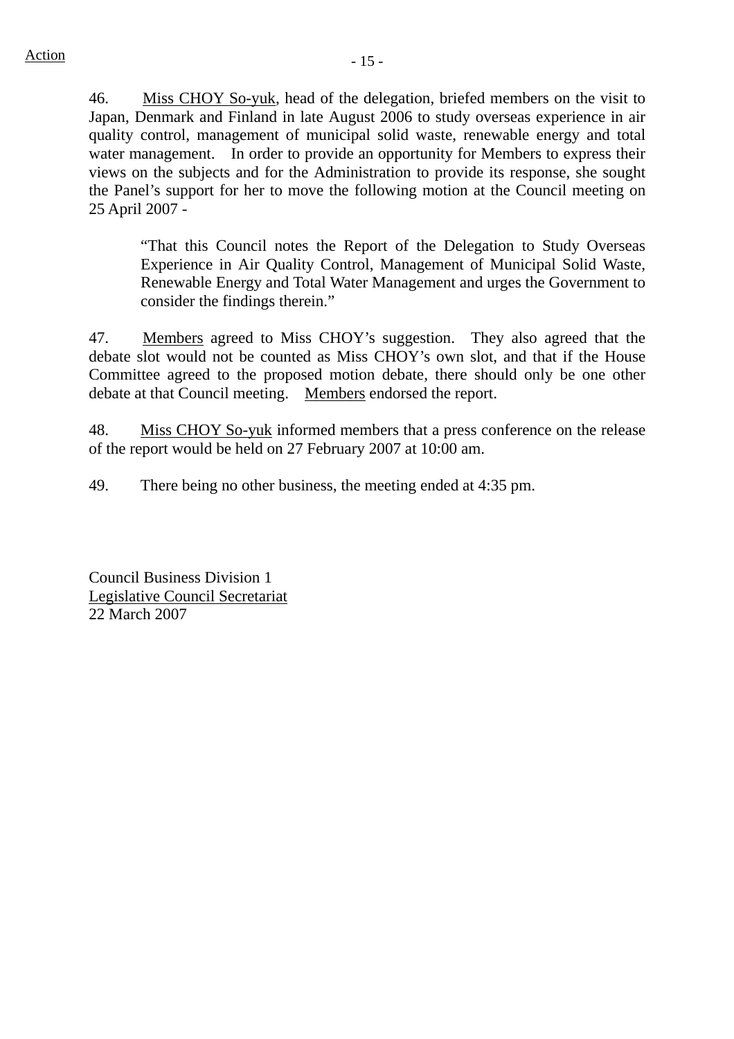Action

46. Miss CHOY So-yuk, head of the delegation, briefed members on the visit to Japan, Denmark and Finland in late August 2006 to study overseas experience in air quality control, management of municipal solid waste, renewable energy and total water management. In order to provide an opportunity for Members to express their views on the subjects and for the Administration to provide its response, she sought the Panel's support for her to move the following motion at the Council meeting on 25 April 2007 -

> "That this Council notes the Report of the Delegation to Study Overseas Experience in Air Quality Control, Management of Municipal Solid Waste, Renewable Energy and Total Water Management and urges the Government to consider the findings therein."

47. Members agreed to Miss CHOY's suggestion. They also agreed that the debate slot would not be counted as Miss CHOY's own slot, and that if the House Committee agreed to the proposed motion debate, there should only be one other debate at that Council meeting. Members endorsed the report.

48. Miss CHOY So-yuk informed members that a press conference on the release of the report would be held on 27 February 2007 at 10:00 am.

49. There being no other business, the meeting ended at 4:35 pm.

Council Business Division 1
Legislative Council Secretariat
22 March 2007